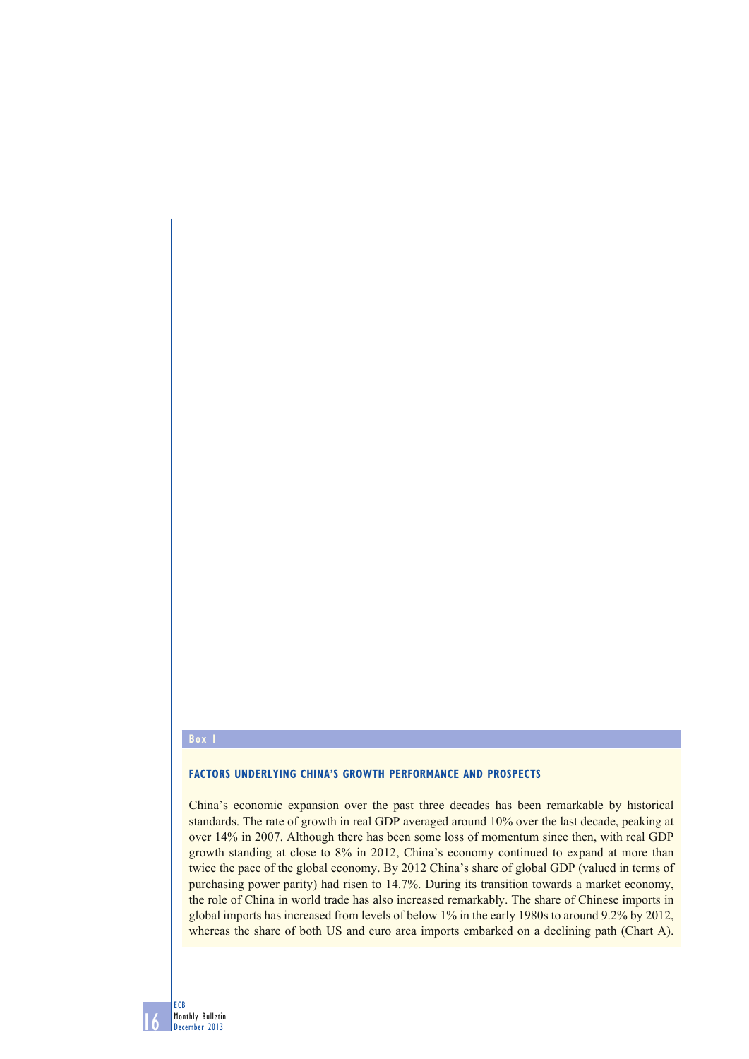**Box 1**

### FACTORS UNDERLYING CHINA'S GROWTH PERFORMANCE AND PROSPECTS

China's economic expansion over the past three decades has been remarkable by historical standards. The rate of growth in real GDP averaged around 10% over the last decade, peaking at over 14% in 2007. Although there has been some loss of momentum since then, with real GDP growth standing at close to 8% in 2012, China's economy continued to expand at more than twice the pace of the global economy. By 2012 China's share of global GDP (valued in terms of purchasing power parity) had risen to 14.7%. During its transition towards a market economy, the role of China in world trade has also increased remarkably. The share of Chinese imports in global imports has increased from levels of below 1% in the early 1980s to around 9.2% by 2012, whereas the share of both US and euro area imports embarked on a declining path (Chart A).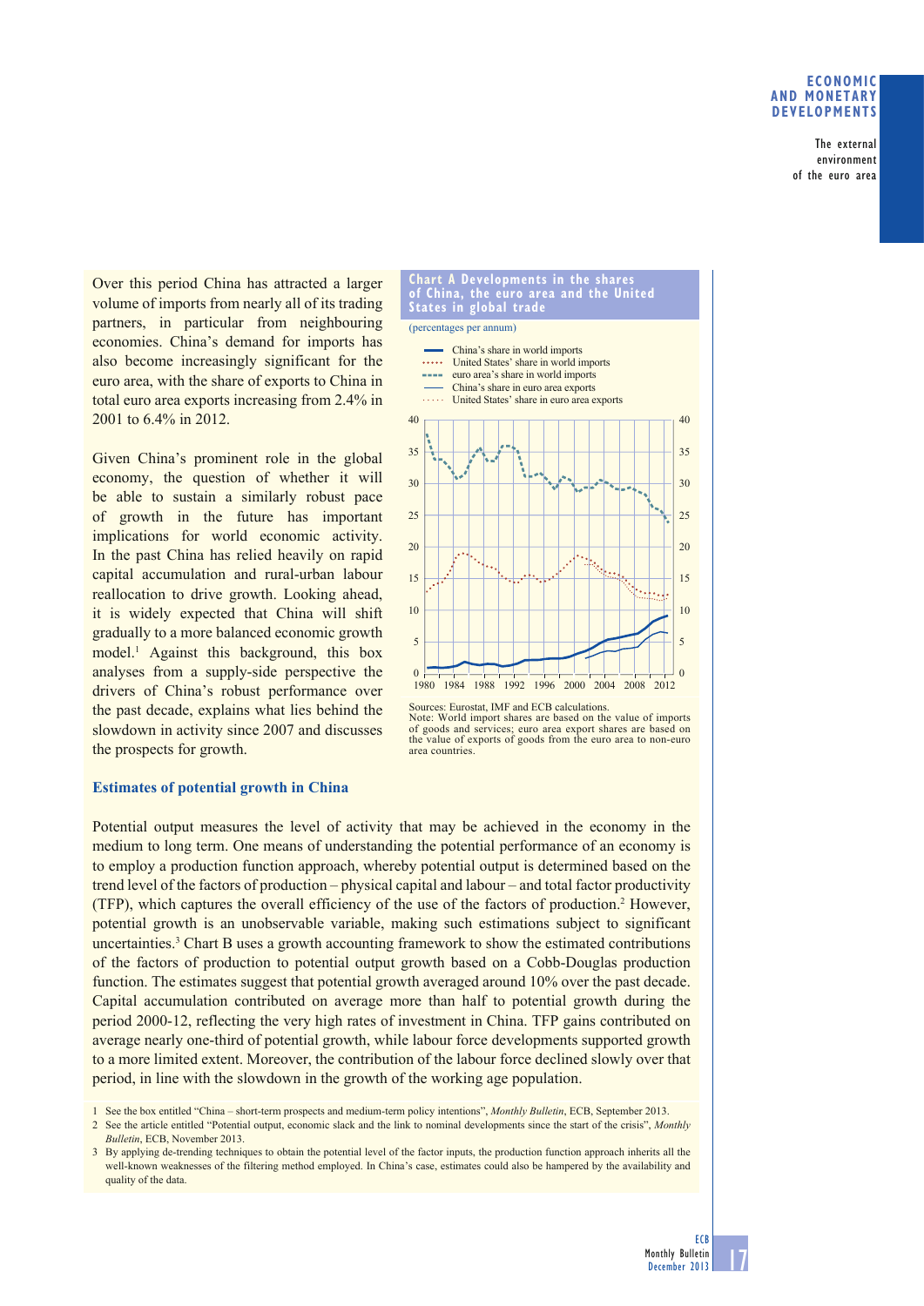Over this period China has attracted a larger volume of imports from nearly all of its trading partners, in particular from neighbouring economies. China's demand for imports has also become increasingly significant for the euro area, with the share of exports to China in total euro area exports increasing from 2.4% in 2001 to 6.4% in 2012.

Given China's prominent role in the global economy, the question of whether it will be able to sustain a similarly robust pace of growth in the future has important implications for world economic activity. In the past China has relied heavily on rapid capital accumulation and rural-urban labour reallocation to drive growth. Looking ahead, it is widely expected that China will shift gradually to a more balanced economic growth model.[1] Against this background, this box analyses from a supply-side perspective the drivers of China's robust performance over the past decade, explains what lies behind the slowdown in activity since 2007 and discusses the prospects for growth.

**Chart A Developments in the shares of China, the euro area and the United States in global trade**

(percentages per annum)

- China's share in world imports
- United States' share in world imports
- euro area's share in world imports
- China's share in euro area exports
- United States' share in euro area exports

Sources: Eurostat, IMF and ECB calculations.
Note: World import shares are based on the value of imports of goods and services; euro area export shares are based on the value of exports of goods from the euro area to non-euro area countries.

### Estimates of potential growth in China

Potential output measures the level of activity that may be achieved in the economy in the medium to long term. One means of understanding the potential performance of an economy is to employ a production function approach, whereby potential output is determined based on the trend level of the factors of production – physical capital and labour – and total factor productivity (TFP), which captures the overall efficiency of the use of the factors of production.[2] However, potential growth is an unobservable variable, making such estimations subject to significant uncertainties.[3] Chart B uses a growth accounting framework to show the estimated contributions of the factors of production to potential output growth based on a Cobb-Douglas production function. The estimates suggest that potential growth averaged around 10% over the past decade. Capital accumulation contributed on average more than half to potential growth during the period 2000-12, reflecting the very high rates of investment in China. TFP gains contributed on average nearly one-third of potential growth, while labour force developments supported growth to a more limited extent. Moreover, the contribution of the labour force declined slowly over that period, in line with the slowdown in the growth of the working age population.

1 See the box entitled "China – short-term prospects and medium-term policy intentions", *Monthly Bulletin*, ECB, September 2013.

2 See the article entitled "Potential output, economic slack and the link to nominal developments since the start of the crisis", *Monthly Bulletin*, ECB, November 2013.

3 By applying de-trending techniques to obtain the potential level of the factor inputs, the production function approach inherits all the well-known weaknesses of the filtering method employed. In China's case, estimates could also be hampered by the availability and quality of the data.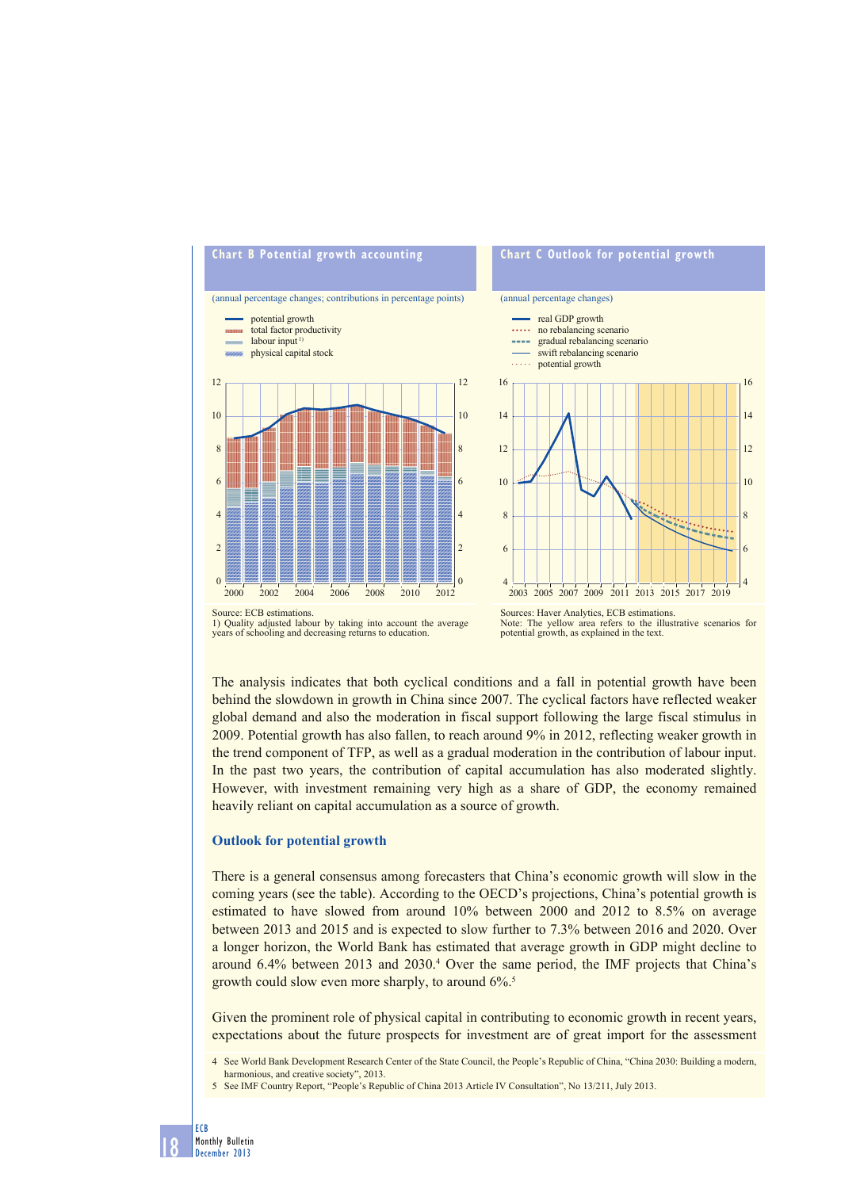**Chart B Potential growth accounting**

(annual percentage changes; contributions in percentage points)

- potential growth
- total factor productivity
- labour input[1]
- physical capital stock

Source: ECB estimations.
1) Quality adjusted labour by taking into account the average years of schooling and decreasing returns to education.

**Chart C Outlook for potential growth**

(annual percentage changes)

- real GDP growth
- no rebalancing scenario
- gradual rebalancing scenario
- swift rebalancing scenario
- potential growth

Sources: Haver Analytics, ECB estimations.
Note: The yellow area refers to the illustrative scenarios for potential growth, as explained in the text.

The analysis indicates that both cyclical conditions and a fall in potential growth have been behind the slowdown in growth in China since 2007. The cyclical factors have reflected weaker global demand and also the moderation in fiscal support following the large fiscal stimulus in 2009. Potential growth has also fallen, to reach around 9% in 2012, reflecting weaker growth in the trend component of TFP, as well as a gradual moderation in the contribution of labour input. In the past two years, the contribution of capital accumulation has also moderated slightly. However, with investment remaining very high as a share of GDP, the economy remained heavily reliant on capital accumulation as a source of growth.

## Outlook for potential growth

There is a general consensus among forecasters that China's economic growth will slow in the coming years (see the table). According to the OECD's projections, China's potential growth is estimated to have slowed from around 10% between 2000 and 2012 to 8.5% on average between 2013 and 2015 and is expected to slow further to 7.3% between 2016 and 2020. Over a longer horizon, the World Bank has estimated that average growth in GDP might decline to around 6.4% between 2013 and 2030.[4] Over the same period, the IMF projects that China's growth could slow even more sharply, to around 6%.[5]

Given the prominent role of physical capital in contributing to economic growth in recent years, expectations about the future prospects for investment are of great import for the assessment

4 See World Bank Development Research Center of the State Council, the People's Republic of China, "China 2030: Building a modern, harmonious, and creative society", 2013.

5 See IMF Country Report, "People's Republic of China 2013 Article IV Consultation", No 13/211, July 2013.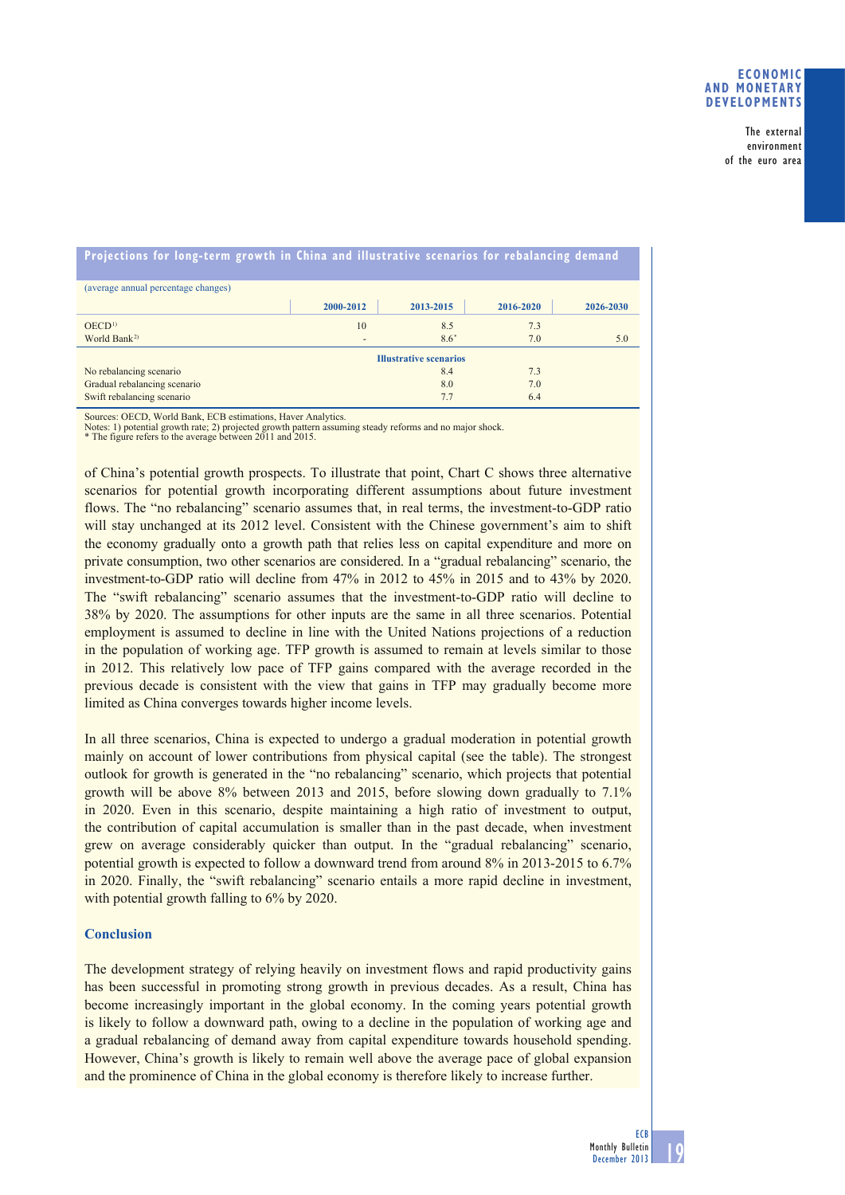**Projections for long-term growth in China and illustrative scenarios for rebalancing demand**

(average annual percentage changes)

| | 2000-2012 | 2013-2015 | 2016-2020 | 2026-2030 |
|---|---|---|---|---|
| OECD[1] | 10 | 8.5 | 7.3 | |
| World Bank[2] | - | 8.6* | 7.0 | 5.0 |
| | | **Illustrative scenarios** | | |
| No rebalancing scenario | | 8.4 | 7.3 | |
| Gradual rebalancing scenario | | 8.0 | 7.0 | |
| Swift rebalancing scenario | | 7.7 | 6.4 | |

Sources: OECD, World Bank, ECB estimations, Haver Analytics.
Notes: 1) potential growth rate; 2) projected growth pattern assuming steady reforms and no major shock.
* The figure refers to the average between 2011 and 2015.

of China's potential growth prospects. To illustrate that point, Chart C shows three alternative scenarios for potential growth incorporating different assumptions about future investment flows. The "no rebalancing" scenario assumes that, in real terms, the investment-to-GDP ratio will stay unchanged at its 2012 level. Consistent with the Chinese government's aim to shift the economy gradually onto a growth path that relies less on capital expenditure and more on private consumption, two other scenarios are considered. In a "gradual rebalancing" scenario, the investment-to-GDP ratio will decline from 47% in 2012 to 45% in 2015 and to 43% by 2020. The "swift rebalancing" scenario assumes that the investment-to-GDP ratio will decline to 38% by 2020. The assumptions for other inputs are the same in all three scenarios. Potential employment is assumed to decline in line with the United Nations projections of a reduction in the population of working age. TFP growth is assumed to remain at levels similar to those in 2012. This relatively low pace of TFP gains compared with the average recorded in the previous decade is consistent with the view that gains in TFP may gradually become more limited as China converges towards higher income levels.

In all three scenarios, China is expected to undergo a gradual moderation in potential growth mainly on account of lower contributions from physical capital (see the table). The strongest outlook for growth is generated in the "no rebalancing" scenario, which projects that potential growth will be above 8% between 2013 and 2015, before slowing down gradually to 7.1% in 2020. Even in this scenario, despite maintaining a high ratio of investment to output, the contribution of capital accumulation is smaller than in the past decade, when investment grew on average considerably quicker than output. In the "gradual rebalancing" scenario, potential growth is expected to follow a downward trend from around 8% in 2013-2015 to 6.7% in 2020. Finally, the "swift rebalancing" scenario entails a more rapid decline in investment, with potential growth falling to 6% by 2020.

### Conclusion

The development strategy of relying heavily on investment flows and rapid productivity gains has been successful in promoting strong growth in previous decades. As a result, China has become increasingly important in the global economy. In the coming years potential growth is likely to follow a downward path, owing to a decline in the population of working age and a gradual rebalancing of demand away from capital expenditure towards household spending. However, China's growth is likely to remain well above the average pace of global expansion and the prominence of China in the global economy is therefore likely to increase further.